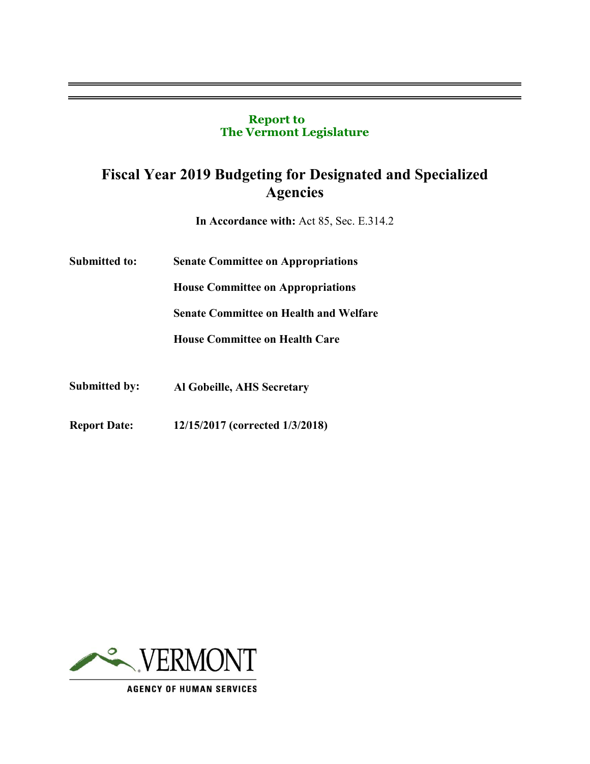**Report to**
**The Vermont Legislature**

# Fiscal Year 2019 Budgeting for Designated and Specialized Agencies

**In Accordance with:** Act 85, Sec. E.314.2

**Submitted to:** **Senate Committee on Appropriations**

**House Committee on Appropriations**

**Senate Committee on Health and Welfare**

**House Committee on Health Care**

**Submitted by:** **Al Gobeille, AHS Secretary**

**Report Date:** **12/15/2017 (corrected 1/3/2018)**

VERMONT

AGENCY OF HUMAN SERVICES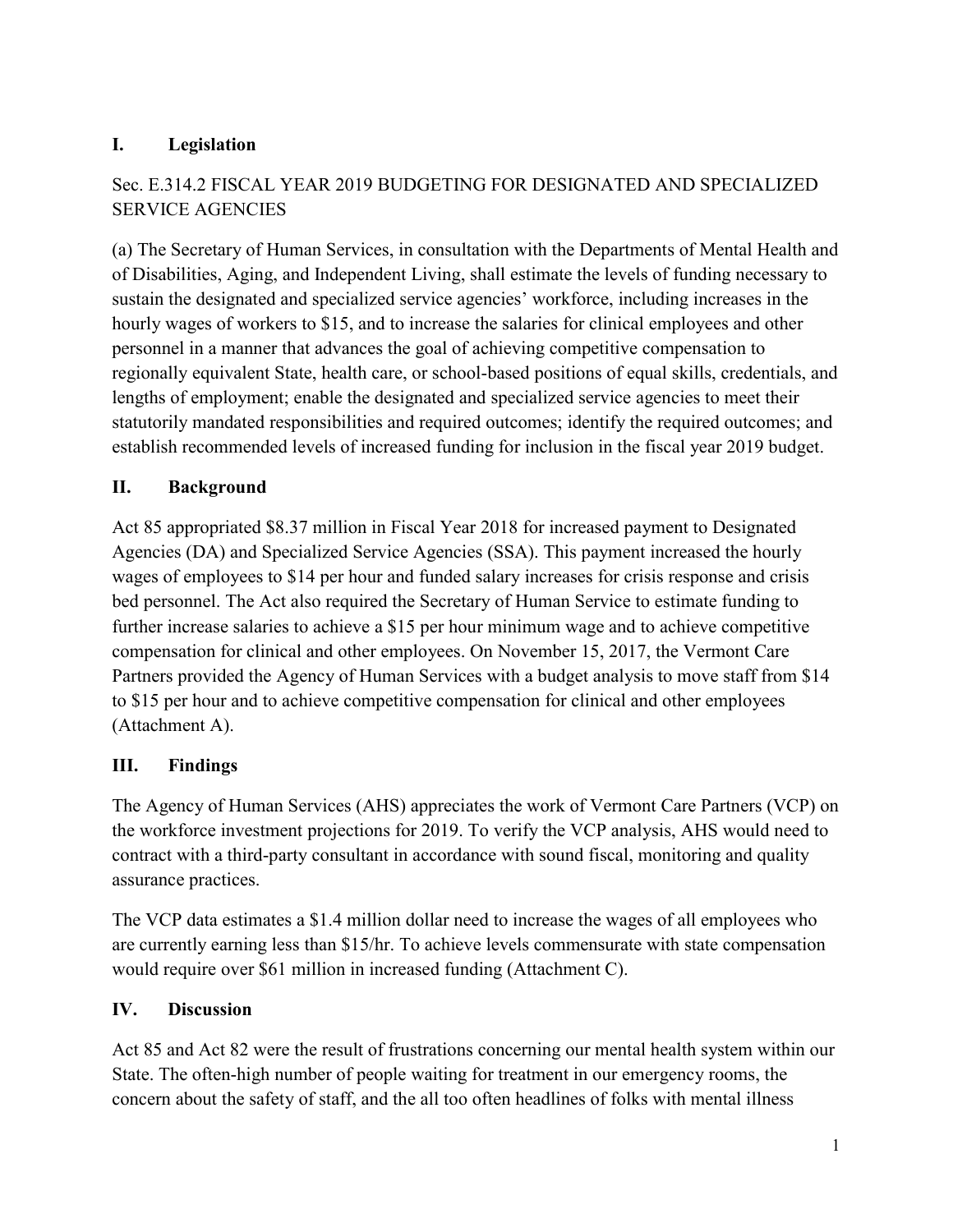## I. Legislation

Sec. E.314.2 FISCAL YEAR 2019 BUDGETING FOR DESIGNATED AND SPECIALIZED SERVICE AGENCIES

(a) The Secretary of Human Services, in consultation with the Departments of Mental Health and of Disabilities, Aging, and Independent Living, shall estimate the levels of funding necessary to sustain the designated and specialized service agencies' workforce, including increases in the hourly wages of workers to $15, and to increase the salaries for clinical employees and other personnel in a manner that advances the goal of achieving competitive compensation to regionally equivalent State, health care, or school-based positions of equal skills, credentials, and lengths of employment; enable the designated and specialized service agencies to meet their statutorily mandated responsibilities and required outcomes; identify the required outcomes; and establish recommended levels of increased funding for inclusion in the fiscal year 2019 budget.

## II. Background

Act 85 appropriated $8.37 million in Fiscal Year 2018 for increased payment to Designated Agencies (DA) and Specialized Service Agencies (SSA). This payment increased the hourly wages of employees to $14 per hour and funded salary increases for crisis response and crisis bed personnel. The Act also required the Secretary of Human Service to estimate funding to further increase salaries to achieve a $15 per hour minimum wage and to achieve competitive compensation for clinical and other employees. On November 15, 2017, the Vermont Care Partners provided the Agency of Human Services with a budget analysis to move staff from $14 to $15 per hour and to achieve competitive compensation for clinical and other employees (Attachment A).

## III. Findings

The Agency of Human Services (AHS) appreciates the work of Vermont Care Partners (VCP) on the workforce investment projections for 2019. To verify the VCP analysis, AHS would need to contract with a third-party consultant in accordance with sound fiscal, monitoring and quality assurance practices.

The VCP data estimates a $1.4 million dollar need to increase the wages of all employees who are currently earning less than $15/hr. To achieve levels commensurate with state compensation would require over $61 million in increased funding (Attachment C).

## IV. Discussion

Act 85 and Act 82 were the result of frustrations concerning our mental health system within our State. The often-high number of people waiting for treatment in our emergency rooms, the concern about the safety of staff, and the all too often headlines of folks with mental illness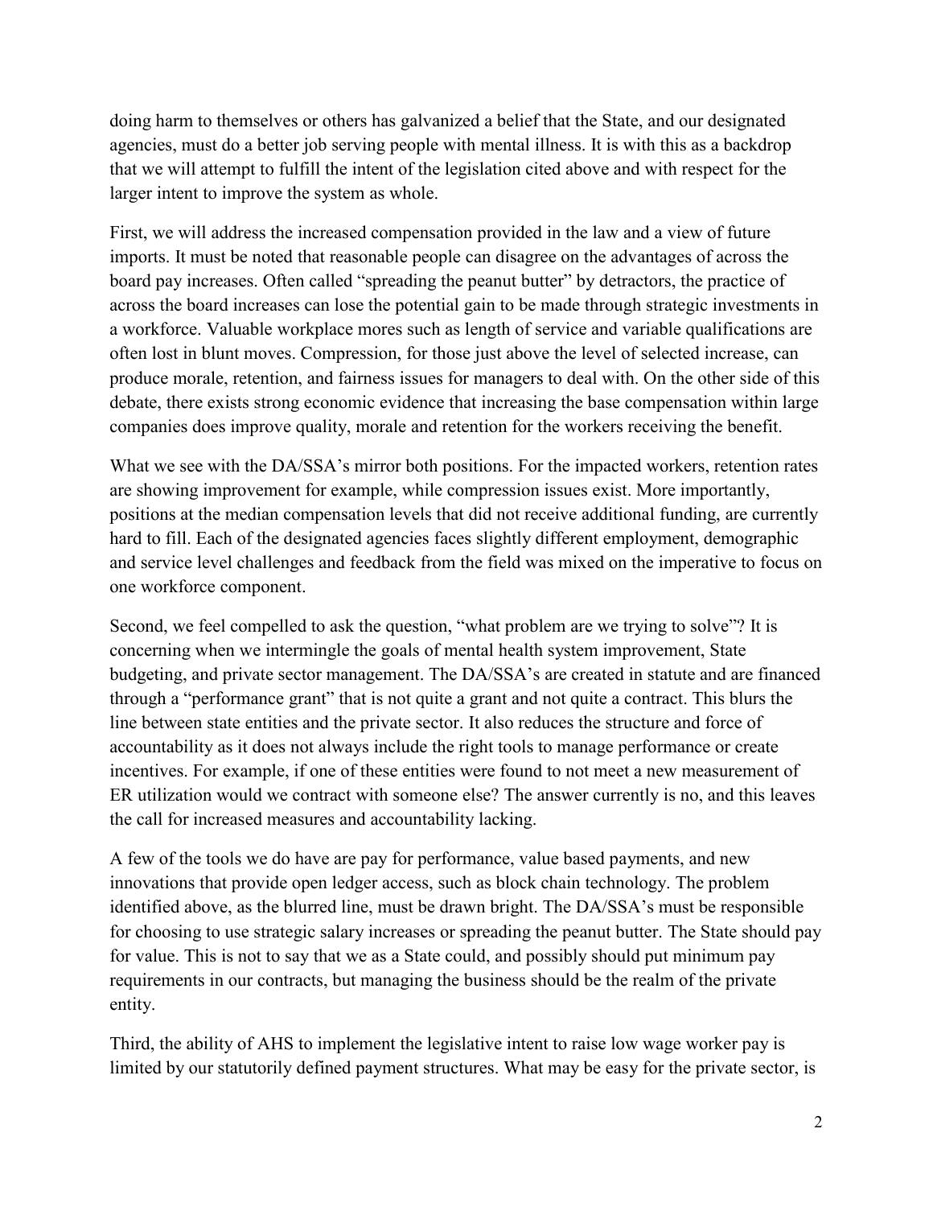doing harm to themselves or others has galvanized a belief that the State, and our designated agencies, must do a better job serving people with mental illness. It is with this as a backdrop that we will attempt to fulfill the intent of the legislation cited above and with respect for the larger intent to improve the system as whole.

First, we will address the increased compensation provided in the law and a view of future imports. It must be noted that reasonable people can disagree on the advantages of across the board pay increases. Often called "spreading the peanut butter" by detractors, the practice of across the board increases can lose the potential gain to be made through strategic investments in a workforce. Valuable workplace mores such as length of service and variable qualifications are often lost in blunt moves. Compression, for those just above the level of selected increase, can produce morale, retention, and fairness issues for managers to deal with. On the other side of this debate, there exists strong economic evidence that increasing the base compensation within large companies does improve quality, morale and retention for the workers receiving the benefit.

What we see with the DA/SSA's mirror both positions. For the impacted workers, retention rates are showing improvement for example, while compression issues exist. More importantly, positions at the median compensation levels that did not receive additional funding, are currently hard to fill. Each of the designated agencies faces slightly different employment, demographic and service level challenges and feedback from the field was mixed on the imperative to focus on one workforce component.

Second, we feel compelled to ask the question, "what problem are we trying to solve"? It is concerning when we intermingle the goals of mental health system improvement, State budgeting, and private sector management. The DA/SSA's are created in statute and are financed through a "performance grant" that is not quite a grant and not quite a contract. This blurs the line between state entities and the private sector. It also reduces the structure and force of accountability as it does not always include the right tools to manage performance or create incentives. For example, if one of these entities were found to not meet a new measurement of ER utilization would we contract with someone else? The answer currently is no, and this leaves the call for increased measures and accountability lacking.

A few of the tools we do have are pay for performance, value based payments, and new innovations that provide open ledger access, such as block chain technology. The problem identified above, as the blurred line, must be drawn bright. The DA/SSA's must be responsible for choosing to use strategic salary increases or spreading the peanut butter. The State should pay for value. This is not to say that we as a State could, and possibly should put minimum pay requirements in our contracts, but managing the business should be the realm of the private entity.

Third, the ability of AHS to implement the legislative intent to raise low wage worker pay is limited by our statutorily defined payment structures. What may be easy for the private sector, is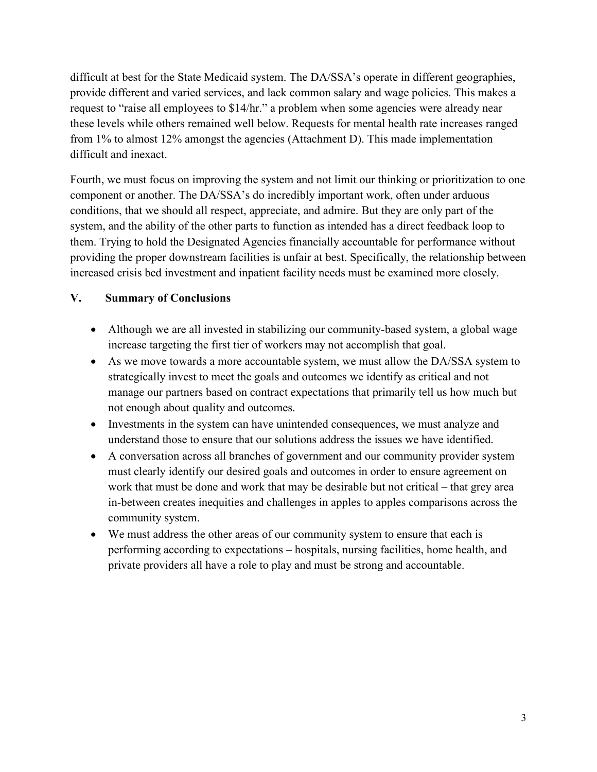difficult at best for the State Medicaid system. The DA/SSA's operate in different geographies, provide different and varied services, and lack common salary and wage policies. This makes a request to "raise all employees to $14/hr." a problem when some agencies were already near these levels while others remained well below. Requests for mental health rate increases ranged from 1% to almost 12% amongst the agencies (Attachment D). This made implementation difficult and inexact.

Fourth, we must focus on improving the system and not limit our thinking or prioritization to one component or another. The DA/SSA's do incredibly important work, often under arduous conditions, that we should all respect, appreciate, and admire. But they are only part of the system, and the ability of the other parts to function as intended has a direct feedback loop to them. Trying to hold the Designated Agencies financially accountable for performance without providing the proper downstream facilities is unfair at best. Specifically, the relationship between increased crisis bed investment and inpatient facility needs must be examined more closely.

## V. Summary of Conclusions

- Although we are all invested in stabilizing our community-based system, a global wage increase targeting the first tier of workers may not accomplish that goal.
- As we move towards a more accountable system, we must allow the DA/SSA system to strategically invest to meet the goals and outcomes we identify as critical and not manage our partners based on contract expectations that primarily tell us how much but not enough about quality and outcomes.
- Investments in the system can have unintended consequences, we must analyze and understand those to ensure that our solutions address the issues we have identified.
- A conversation across all branches of government and our community provider system must clearly identify our desired goals and outcomes in order to ensure agreement on work that must be done and work that may be desirable but not critical – that grey area in-between creates inequities and challenges in apples to apples comparisons across the community system.
- We must address the other areas of our community system to ensure that each is performing according to expectations – hospitals, nursing facilities, home health, and private providers all have a role to play and must be strong and accountable.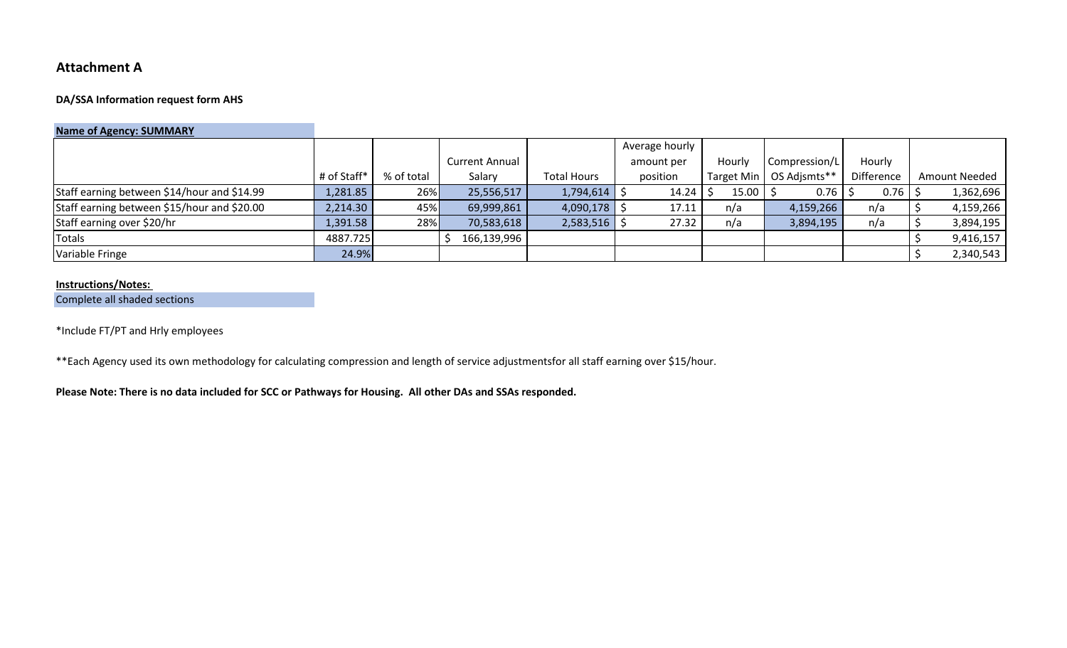## Attachment A

**DA/SSA Information request form AHS**

**Name of Agency: SUMMARY**

| | # of Staff* | % of total | Current Annual Salary | Total Hours | Average hourly amount per position | Hourly Target Min | Compression/LOS Adjsmts** | Hourly Difference | Amount Needed |
|---|---|---|---|---|---|---|---|---|---|
| Staff earning between $14/hour and $14.99 | 1,281.85 | 26% | 25,556,517 | 1,794,614 | $ 14.24 | $ 15.00 | $ 0.76 | $ 0.76 | $ 1,362,696 |
| Staff earning between $15/hour and $20.00 | 2,214.30 | 45% | 69,999,861 | 4,090,178 | $ 17.11 | n/a | 4,159,266 | n/a | $ 4,159,266 |
| Staff earning over $20/hr | 1,391.58 | 28% | 70,583,618 | 2,583,516 | $ 27.32 | n/a | 3,894,195 | n/a | $ 3,894,195 |
| Totals | 4887.725 | | $ 166,139,996 | | | | | | $ 9,416,157 |
| Variable Fringe | 24.9% | | | | | | | | $ 2,340,543 |

**Instructions/Notes:**

Complete all shaded sections

*Include FT/PT and Hrly employees

**Each Agency used its own methodology for calculating compression and length of service adjustmentsfor all staff earning over $15/hour.

**Please Note: There is no data included for SCC or Pathways for Housing. All other DAs and SSAs responded.**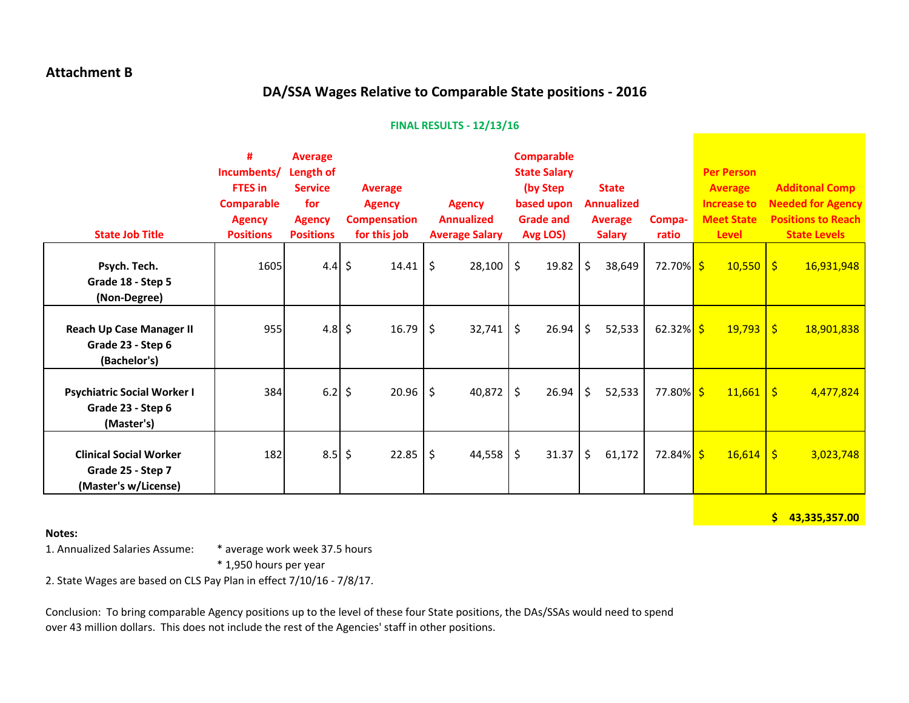**Attachment B**

## DA/SSA Wages Relative to Comparable State positions - 2016

**FINAL RESULTS - 12/13/16**

| State Job Title | # Incumbents/ FTES in Comparable Agency Positions | Average Length of Service for Agency Positions | Average Agency Compensation for this job | Agency Annualized Average Salary | Comparable State Salary (by Step based upon Grade and Avg LOS) | State Annualized Average Salary | Compa-ratio | Per Person Average Increase to Meet State Level | Additonal Comp Needed for Agency Positions to Reach State Levels |
|---|---|---|---|---|---|---|---|---|---|
| **Psych. Tech. Grade 18 - Step 5 (Non-Degree)** | 1605 | 4.4 | $ 14.41 | $ 28,100 | $ 19.82 | $ 38,649 | 72.70% | $ 10,550 | $ 16,931,948 |
| **Reach Up Case Manager II Grade 23 - Step 6 (Bachelor's)** | 955 | 4.8 | $ 16.79 | $ 32,741 | $ 26.94 | $ 52,533 | 62.32% | $ 19,793 | $ 18,901,838 |
| **Psychiatric Social Worker I Grade 23 - Step 6 (Master's)** | 384 | 6.2 | $ 20.96 | $ 40,872 | $ 26.94 | $ 52,533 | 77.80% | $ 11,661 | $ 4,477,824 |
| **Clinical Social Worker Grade 25 - Step 7 (Master's w/License)** | 182 | 8.5 | $ 22.85 | $ 44,558 | $ 31.37 | $ 61,172 | 72.84% | $ 16,614 | $ 3,023,748 |
| | | | | | | | | | **$ 43,335,357.00** |

**Notes:**

1. Annualized Salaries Assume: * average work week 37.5 hours
   * 1,950 hours per year
2. State Wages are based on CLS Pay Plan in effect 7/10/16 - 7/8/17.

Conclusion: To bring comparable Agency positions up to the level of these four State positions, the DAs/SSAs would need to spend over 43 million dollars. This does not include the rest of the Agencies' staff in other positions.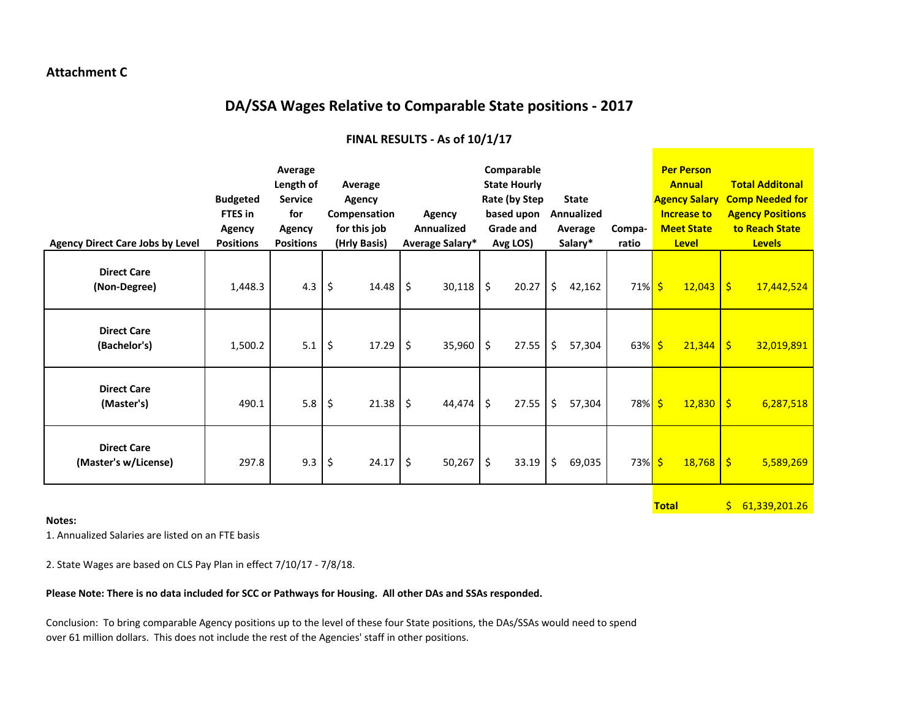**Attachment C**

## DA/SSA Wages Relative to Comparable State positions - 2017

### FINAL RESULTS - As of 10/1/17

| Agency Direct Care Jobs by Level | Budgeted FTES in Agency Positions | Average Length of Service for Agency Positions | Average Agency Compensation for this job (Hrly Basis) | Agency Annualized Average Salary* | Comparable State Hourly Rate (by Step based upon Grade and Avg LOS) | State Annualized Average Salary* | Compa-ratio | Per Person Annual Agency Salary Increase to Meet State Level | Total Additonal Comp Needed for Agency Positions to Reach State Levels |
|---|---|---|---|---|---|---|---|---|---|
| **Direct Care (Non-Degree)** | 1,448.3 | 4.3 | $ 14.48 | $ 30,118 | $ 20.27 | $ 42,162 | 71% | $ 12,043 | $ 17,442,524 |
| **Direct Care (Bachelor's)** | 1,500.2 | 5.1 | $ 17.29 | $ 35,960 | $ 27.55 | $ 57,304 | 63% | $ 21,344 | $ 32,019,891 |
| **Direct Care (Master's)** | 490.1 | 5.8 | $ 21.38 | $ 44,474 | $ 27.55 | $ 57,304 | 78% | $ 12,830 | $ 6,287,518 |
| **Direct Care (Master's w/License)** | 297.8 | 9.3 | $ 24.17 | $ 50,267 | $ 33.19 | $ 69,035 | 73% | $ 18,768 | $ 5,589,269 |
| | | | | | | | | **Total** | $ 61,339,201.26 |

**Notes:**

1. Annualized Salaries are listed on an FTE basis

2. State Wages are based on CLS Pay Plan in effect 7/10/17 - 7/8/18.

**Please Note: There is no data included for SCC or Pathways for Housing. All other DAs and SSAs responded.**

Conclusion: To bring comparable Agency positions up to the level of these four State positions, the DAs/SSAs would need to spend over 61 million dollars. This does not include the rest of the Agencies' staff in other positions.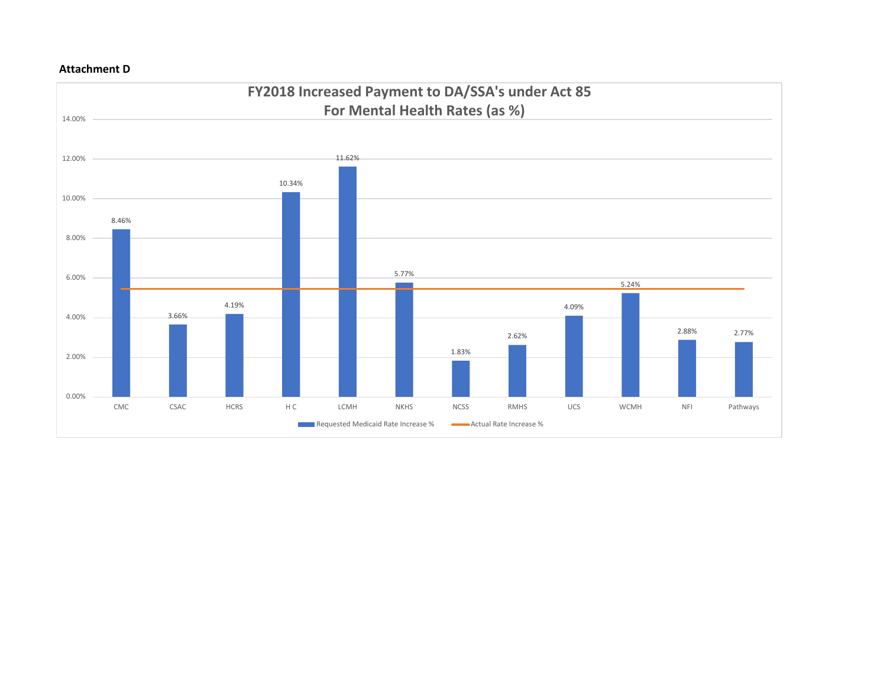**Attachment D**

FY2018 Increased Payment to DA/SSA's under Act 85
For Mental Health Rates (as %)

14.00%
12.00%
10.00%
8.00%
6.00%
4.00%
2.00%
0.00%

8.46%
3.66%
4.19%
10.34%
11.62%
5.77%
1.83%
2.62%
4.09%
5.24%
2.88%
2.77%

CMC
CSAC
HCRS
H C
LCMH
NKHS
NCSS
RMHS
UCS
WCMH
NFI
Pathways

Requested Medicaid Rate Increase %
Actual Rate Increase %